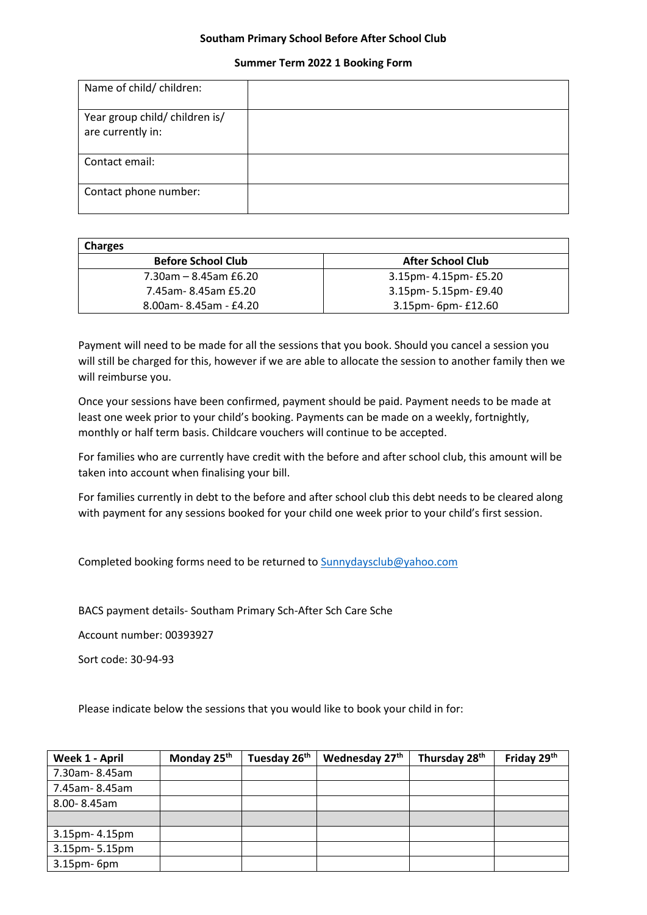**Southam Primary School Before After School Club**

**Summer Term 2022 1 Booking Form**

| Name of child/ children: | |
|---|---|
| Year group child/ children is/ are currently in: | |
| Contact email: | |
| Contact phone number: | |

| **Charges** | |
|---|---|
| **Before School Club** | **After School Club** |
| 7.30am – 8.45am £6.20 | 3.15pm- 4.15pm- £5.20 |
| 7.45am- 8.45am £5.20 | 3.15pm- 5.15pm- £9.40 |
| 8.00am- 8.45am - £4.20 | 3.15pm- 6pm- £12.60 |

Payment will need to be made for all the sessions that you book. Should you cancel a session you will still be charged for this, however if we are able to allocate the session to another family then we will reimburse you.

Once your sessions have been confirmed, payment should be paid. Payment needs to be made at least one week prior to your child's booking. Payments can be made on a weekly, fortnightly, monthly or half term basis. Childcare vouchers will continue to be accepted.

For families who are currently have credit with the before and after school club, this amount will be taken into account when finalising your bill.

For families currently in debt to the before and after school club this debt needs to be cleared along with payment for any sessions booked for your child one week prior to your child's first session.

Completed booking forms need to be returned to Sunnydaysclub@yahoo.com

BACS payment details- Southam Primary Sch-After Sch Care Sche

Account number: 00393927

Sort code: 30-94-93

Please indicate below the sessions that you would like to book your child in for:

| **Week 1 - April** | **Monday 25th** | **Tuesday 26th** | **Wednesday 27th** | **Thursday 28th** | **Friday 29th** |
|---|---|---|---|---|---|
| 7.30am- 8.45am | | | | | |
| 7.45am- 8.45am | | | | | |
| 8.00- 8.45am | | | | | |
| | | | | | |
| 3.15pm- 4.15pm | | | | | |
| 3.15pm- 5.15pm | | | | | |
| 3.15pm- 6pm | | | | | |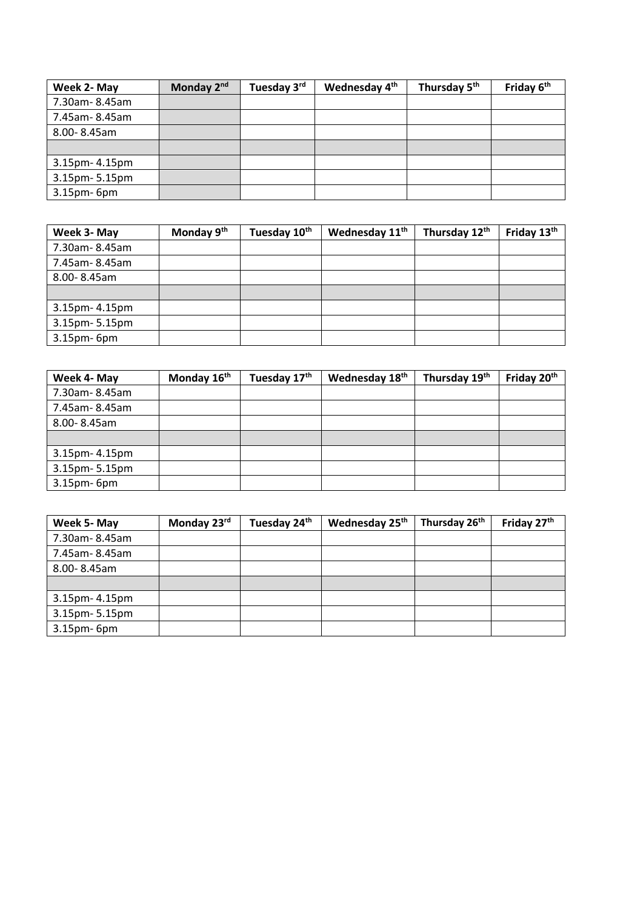| Week 2- May | Monday 2nd | Tuesday 3rd | Wednesday 4th | Thursday 5th | Friday 6th |
|---|---|---|---|---|---|
| 7.30am- 8.45am | | | | | |
| 7.45am- 8.45am | | | | | |
| 8.00- 8.45am | | | | | |
| | | | | | |
| 3.15pm- 4.15pm | | | | | |
| 3.15pm- 5.15pm | | | | | |
| 3.15pm- 6pm | | | | | |

| Week 3- May | Monday 9th | Tuesday 10th | Wednesday 11th | Thursday 12th | Friday 13th |
|---|---|---|---|---|---|
| 7.30am- 8.45am | | | | | |
| 7.45am- 8.45am | | | | | |
| 8.00- 8.45am | | | | | |
| | | | | | |
| 3.15pm- 4.15pm | | | | | |
| 3.15pm- 5.15pm | | | | | |
| 3.15pm- 6pm | | | | | |

| Week 4- May | Monday 16th | Tuesday 17th | Wednesday 18th | Thursday 19th | Friday 20th |
|---|---|---|---|---|---|
| 7.30am- 8.45am | | | | | |
| 7.45am- 8.45am | | | | | |
| 8.00- 8.45am | | | | | |
| | | | | | |
| 3.15pm- 4.15pm | | | | | |
| 3.15pm- 5.15pm | | | | | |
| 3.15pm- 6pm | | | | | |

| Week 5- May | Monday 23rd | Tuesday 24th | Wednesday 25th | Thursday 26th | Friday 27th |
|---|---|---|---|---|---|
| 7.30am- 8.45am | | | | | |
| 7.45am- 8.45am | | | | | |
| 8.00- 8.45am | | | | | |
| | | | | | |
| 3.15pm- 4.15pm | | | | | |
| 3.15pm- 5.15pm | | | | | |
| 3.15pm- 6pm | | | | | |